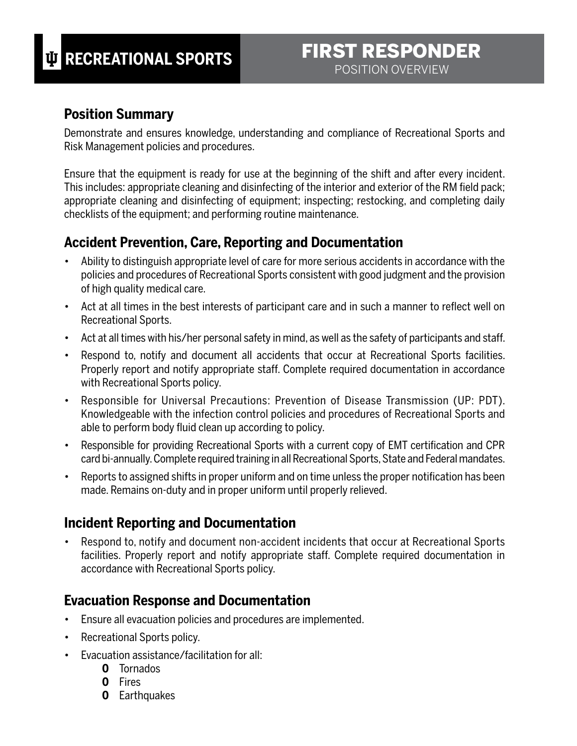# RECREATIONAL SPORTS

# FIRST RESPONDER

POSITION OVERVIEW

## Position Summary

Demonstrate and ensures knowledge, understanding and compliance of Recreational Sports and Risk Management policies and procedures.

Ensure that the equipment is ready for use at the beginning of the shift and after every incident. This includes: appropriate cleaning and disinfecting of the interior and exterior of the RM field pack; appropriate cleaning and disinfecting of equipment; inspecting; restocking, and completing daily checklists of the equipment; and performing routine maintenance.

## Accident Prevention, Care, Reporting and Documentation

- Ability to distinguish appropriate level of care for more serious accidents in accordance with the policies and procedures of Recreational Sports consistent with good judgment and the provision of high quality medical care.
- Act at all times in the best interests of participant care and in such a manner to reflect well on Recreational Sports.
- Act at all times with his/her personal safety in mind, as well as the safety of participants and staff.
- Respond to, notify and document all accidents that occur at Recreational Sports facilities. Properly report and notify appropriate staff. Complete required documentation in accordance with Recreational Sports policy.
- Responsible for Universal Precautions: Prevention of Disease Transmission (UP: PDT). Knowledgeable with the infection control policies and procedures of Recreational Sports and able to perform body fluid clean up according to policy.
- Responsible for providing Recreational Sports with a current copy of EMT certification and CPR card bi-annually. Complete required training in all Recreational Sports, State and Federal mandates.
- Reports to assigned shifts in proper uniform and on time unless the proper notification has been made. Remains on-duty and in proper uniform until properly relieved.

## Incident Reporting and Documentation

- Respond to, notify and document non-accident incidents that occur at Recreational Sports facilities. Properly report and notify appropriate staff. Complete required documentation in accordance with Recreational Sports policy.

## Evacuation Response and Documentation

- Ensure all evacuation policies and procedures are implemented.
- Recreational Sports policy.
- Evacuation assistance/facilitation for all:
  - Tornados
  - Fires
  - Earthquakes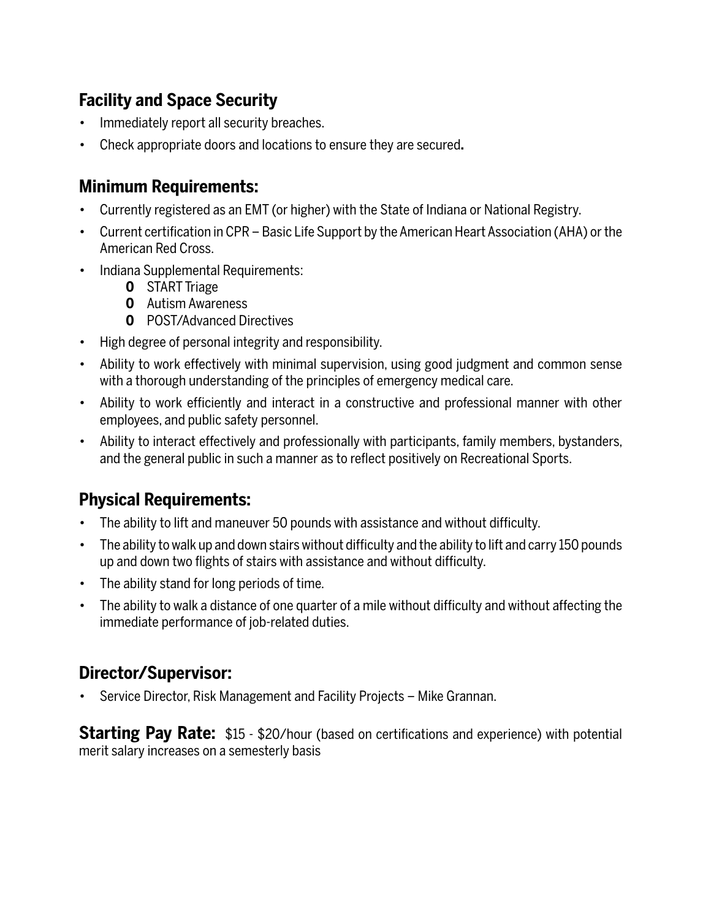## Facility and Space Security

- Immediately report all security breaches.
- Check appropriate doors and locations to ensure they are secured**.**

## Minimum Requirements:

- Currently registered as an EMT (or higher) with the State of Indiana or National Registry.
- Current certification in CPR – Basic Life Support by the American Heart Association (AHA) or the American Red Cross.
- Indiana Supplemental Requirements:
  - START Triage
  - Autism Awareness
  - POST/Advanced Directives
- High degree of personal integrity and responsibility.
- Ability to work effectively with minimal supervision, using good judgment and common sense with a thorough understanding of the principles of emergency medical care.
- Ability to work efficiently and interact in a constructive and professional manner with other employees, and public safety personnel.
- Ability to interact effectively and professionally with participants, family members, bystanders, and the general public in such a manner as to reflect positively on Recreational Sports.

## Physical Requirements:

- The ability to lift and maneuver 50 pounds with assistance and without difficulty.
- The ability to walk up and down stairs without difficulty and the ability to lift and carry 150 pounds up and down two flights of stairs with assistance and without difficulty.
- The ability stand for long periods of time.
- The ability to walk a distance of one quarter of a mile without difficulty and without affecting the immediate performance of job-related duties.

## Director/Supervisor:

- Service Director, Risk Management and Facility Projects – Mike Grannan.

**Starting Pay Rate:** $15 - $20/hour (based on certifications and experience) with potential merit salary increases on a semesterly basis